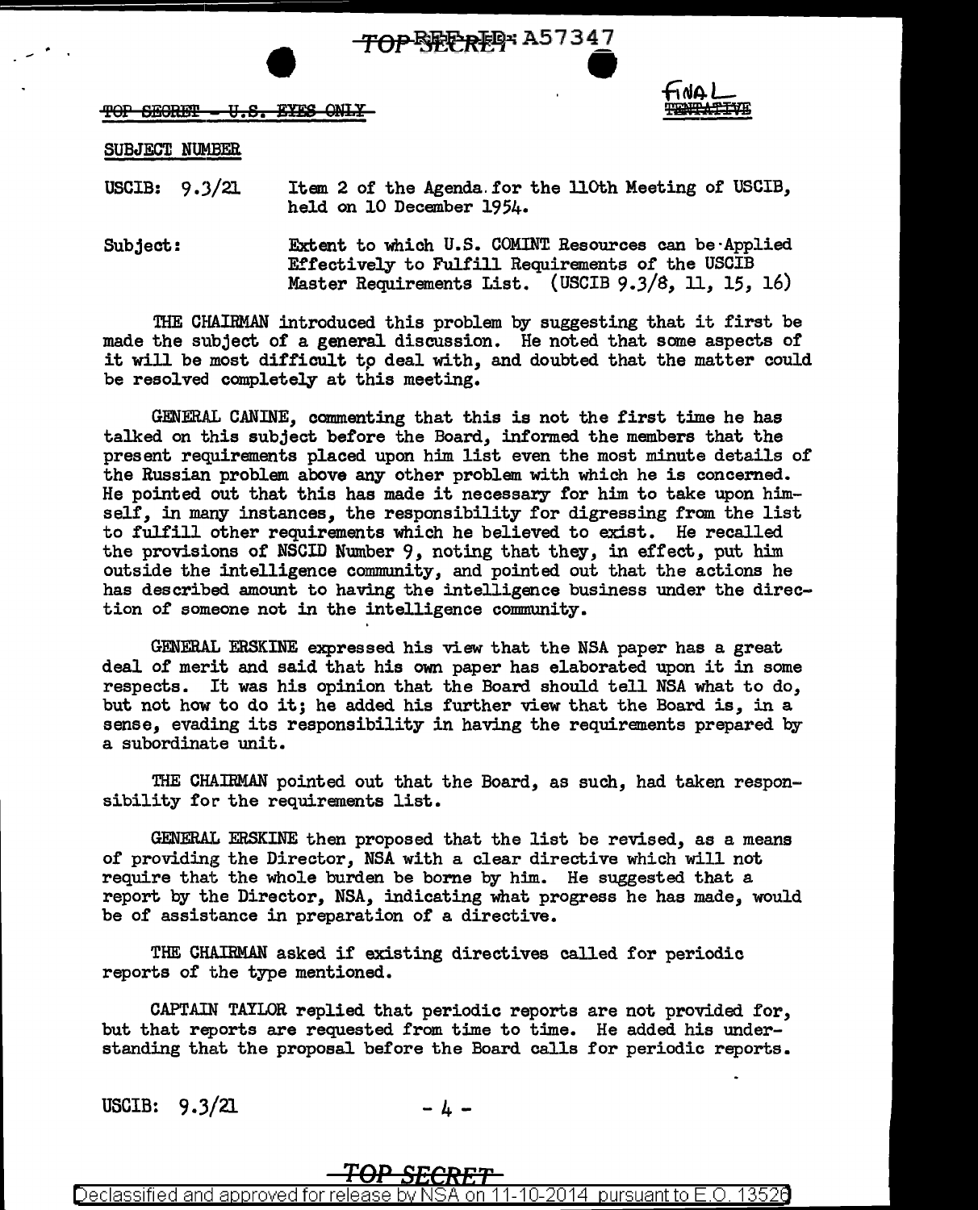TOP SECRET - U.S. EYES ONLY

FINAL ~~TENTATIVE~~

SUBJECT NUMBER

USCIB: 9.3/21 Item 2 of the Agenda for the 110th Meeting of USCIB, held on 10 December 1954.

Subject: Extent to which U.S. COMINT Resources can be Applied Effectively to Fulfill Requirements of the USCIB Master Requirements List. (USCIB 9.3/8, 11, 15, 16)

THE CHAIRMAN introduced this problem by suggesting that it first be made the subject of a general discussion. He noted that some aspects of it will be most difficult to deal with, and doubted that the matter could be resolved completely at this meeting.

GENERAL CANINE, commenting that this is not the first time he has talked on this subject before the Board, informed the members that the present requirements placed upon him list even the most minute details of the Russian problem above any other problem with which he is concerned. He pointed out that this has made it necessary for him to take upon himself, in many instances, the responsibility for digressing from the list to fulfill other requirements which he believed to exist. He recalled the provisions of NSCID Number 9, noting that they, in effect, put him outside the intelligence community, and pointed out that the actions he has described amount to having the intelligence business under the direction of someone not in the intelligence community.

GENERAL ERSKINE expressed his view that the NSA paper has a great deal of merit and said that his own paper has elaborated upon it in some respects. It was his opinion that the Board should tell NSA what to do, but not how to do it; he added his further view that the Board is, in a sense, evading its responsibility in having the requirements prepared by a subordinate unit.

THE CHAIRMAN pointed out that the Board, as such, had taken responsibility for the requirements list.

GENERAL ERSKINE then proposed that the list be revised, as a means of providing the Director, NSA with a clear directive which will not require that the whole burden be borne by him. He suggested that a report by the Director, NSA, indicating what progress he has made, would be of assistance in preparation of a directive.

THE CHAIRMAN asked if existing directives called for periodic reports of the type mentioned.

CAPTAIN TAYLOR replied that periodic reports are not provided for, but that reports are requested from time to time. He added his understanding that the proposal before the Board calls for periodic reports.

USCIB: 9.3/21 - 4 -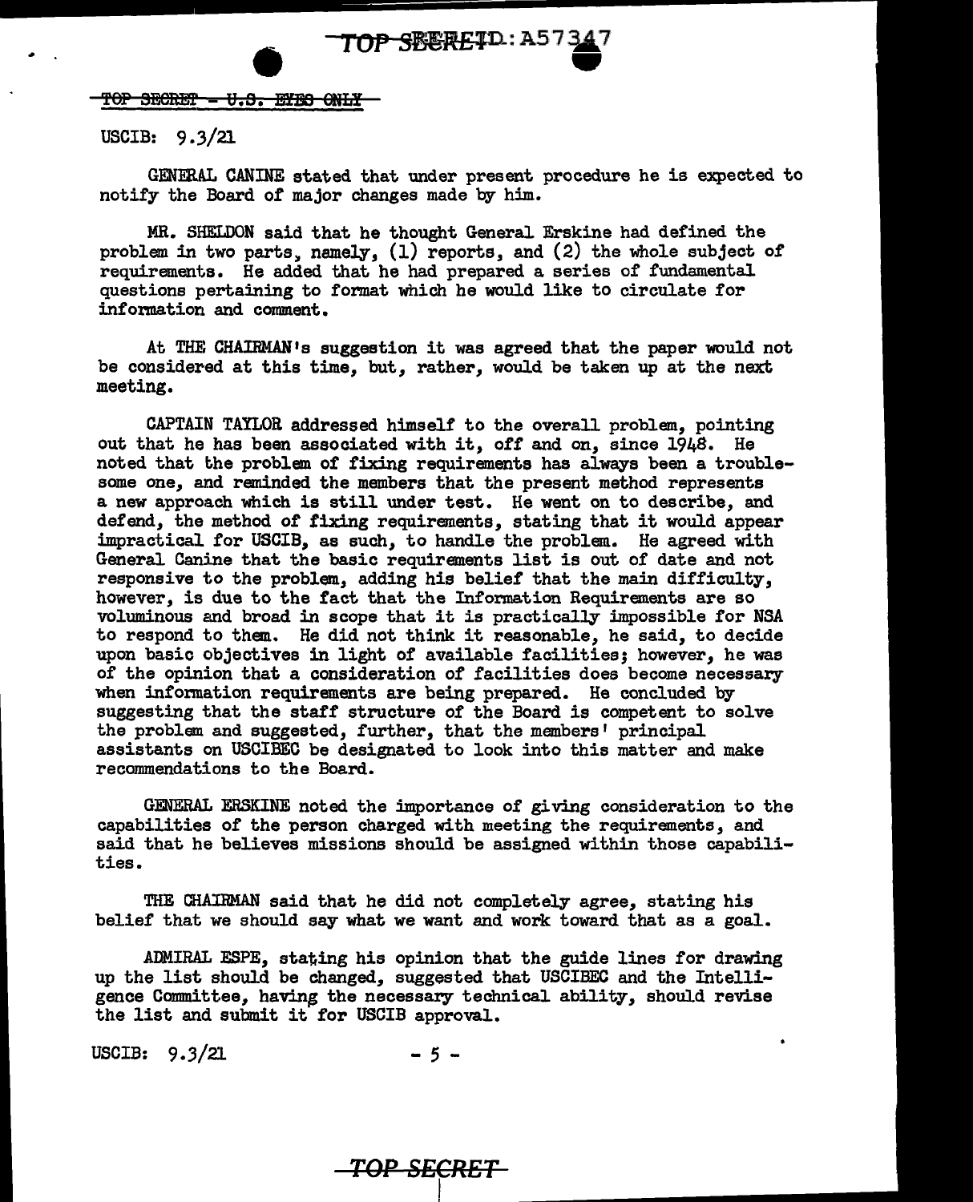GENERAL CANINE stated that under present procedure he is expected to notify the Board of major changes made by him.

MR. SHELDON said that he thought General Erskine had defined the problem in two parts, namely, (1) reports, and (2) the whole subject of requirements. He added that he had prepared a series of fundamental questions pertaining to format which he would like to circulate for information and comment.

At THE CHAIRMAN's suggestion it was agreed that the paper would not be considered at this time, but, rather, would be taken up at the next meeting.

CAPTAIN TAYLOR addressed himself to the overall problem, pointing out that he has been associated with it, off and on, since 1948. He noted that the problem of fixing requirements has always been a troublesome one, and reminded the members that the present method represents a new approach which is still under test. He went on to describe, and defend, the method of fixing requirements, stating that it would appear impractical for USCIB, as such, to handle the problem. He agreed with General Canine that the basic requirements list is out of date and not responsive to the problem, adding his belief that the main difficulty, however, is due to the fact that the Information Requirements are so voluminous and broad in scope that it is practically impossible for NSA to respond to them. He did not think it reasonable, he said, to decide upon basic objectives in light of available facilities; however, he was of the opinion that a consideration of facilities does become necessary when information requirements are being prepared. He concluded by suggesting that the staff structure of the Board is competent to solve the problem and suggested, further, that the members' principal assistants on USCIBEC be designated to look into this matter and make recommendations to the Board.

GENERAL ERSKINE noted the importance of giving consideration to the capabilities of the person charged with meeting the requirements, and said that he believes missions should be assigned within those capabilities.

THE CHAIRMAN said that he did not completely agree, stating his belief that we should say what we want and work toward that as a goal.

ADMIRAL ESPE, stating his opinion that the guide lines for drawing up the list should be changed, suggested that USCIBEC and the Intelligence Committee, having the necessary technical ability, should revise the list and submit it for USCIB approval.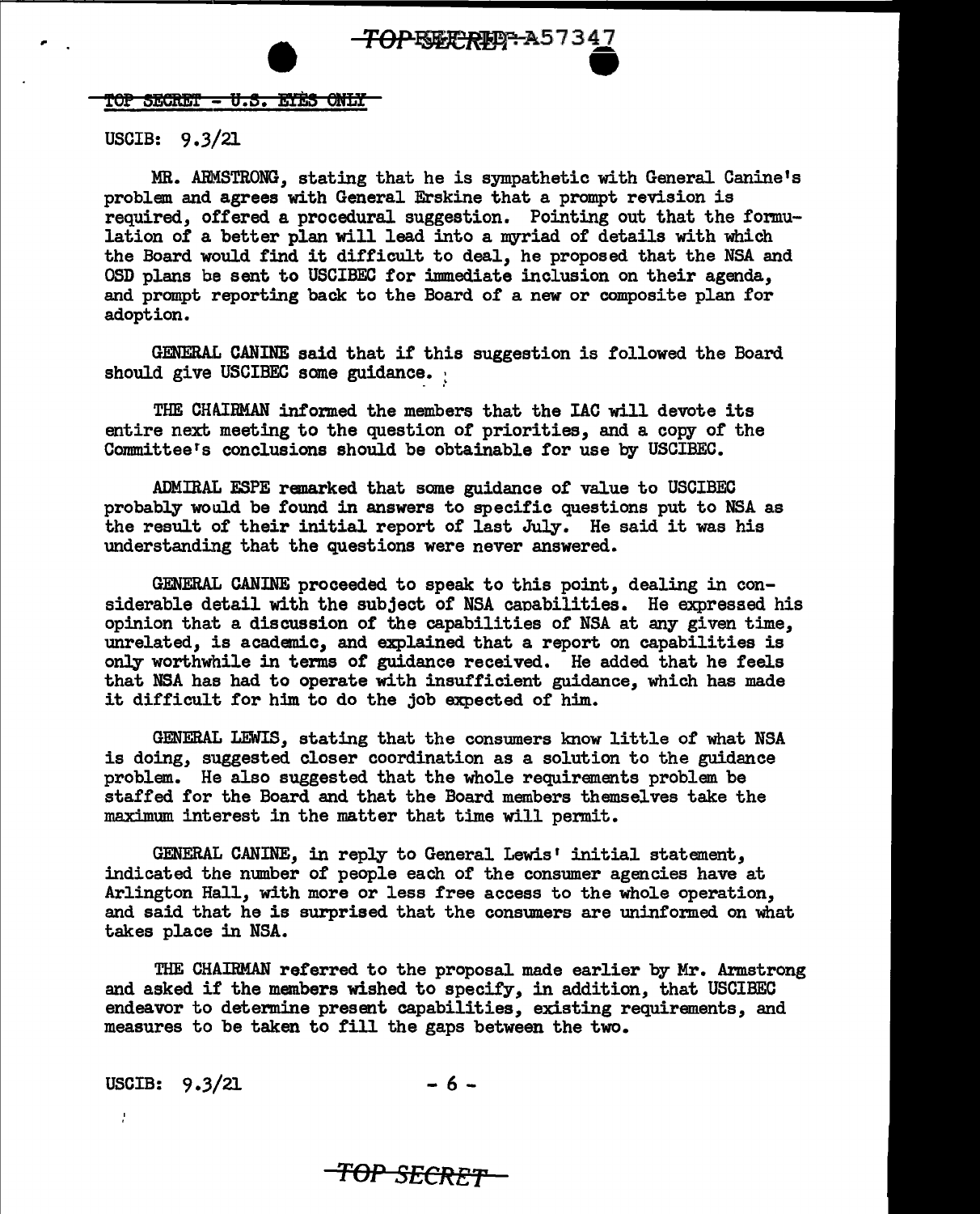TOP SECRET - U.S. EYES ONLY

USCIB: 9.3/21

MR. ARMSTRONG, stating that he is sympathetic with General Canine's problem and agrees with General Erskine that a prompt revision is required, offered a procedural suggestion. Pointing out that the formulation of a better plan will lead into a myriad of details with which the Board would find it difficult to deal, he proposed that the NSA and OSD plans be sent to USCIBEC for immediate inclusion on their agenda, and prompt reporting back to the Board of a new or composite plan for adoption.

GENERAL CANINE said that if this suggestion is followed the Board should give USCIBEC some guidance.

THE CHAIRMAN informed the members that the IAC will devote its entire next meeting to the question of priorities, and a copy of the Committee's conclusions should be obtainable for use by USCIBEC.

ADMIRAL ESPE remarked that some guidance of value to USCIBEC probably would be found in answers to specific questions put to NSA as the result of their initial report of last July. He said it was his understanding that the questions were never answered.

GENERAL CANINE proceeded to speak to this point, dealing in considerable detail with the subject of NSA capabilities. He expressed his opinion that a discussion of the capabilities of NSA at any given time, unrelated, is academic, and explained that a report on capabilities is only worthwhile in terms of guidance received. He added that he feels that NSA has had to operate with insufficient guidance, which has made it difficult for him to do the job expected of him.

GENERAL LEWIS, stating that the consumers know little of what NSA is doing, suggested closer coordination as a solution to the guidance problem. He also suggested that the whole requirements problem be staffed for the Board and that the Board members themselves take the maximum interest in the matter that time will permit.

GENERAL CANINE, in reply to General Lewis' initial statement, indicated the number of people each of the consumer agencies have at Arlington Hall, with more or less free access to the whole operation, and said that he is surprised that the consumers are uninformed on what takes place in NSA.

THE CHAIRMAN referred to the proposal made earlier by Mr. Armstrong and asked if the members wished to specify, in addition, that USCIBEC endeavor to determine present capabilities, existing requirements, and measures to be taken to fill the gaps between the two.

USCIB: 9.3/21

TOP SECRET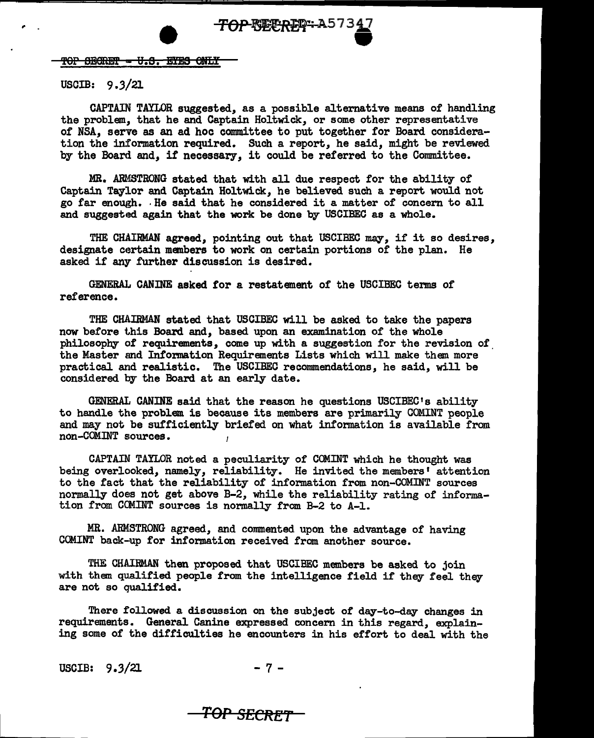USCIB: 9.3/21

CAPTAIN TAYLOR suggested, as a possible alternative means of handling the problem, that he and Captain Holtwick, or some other representative of NSA, serve as an ad hoc committee to put together for Board consideration the information required. Such a report, he said, might be reviewed by the Board and, if necessary, it could be referred to the Committee.

MR. ARMSTRONG stated that with all due respect for the ability of Captain Taylor and Captain Holtwick, he believed such a report would not go far enough. He said that he considered it a matter of concern to all and suggested again that the work be done by USCIBEC as a whole.

THE CHAIRMAN agreed, pointing out that USCIBEC may, if it so desires, designate certain members to work on certain portions of the plan. He asked if any further discussion is desired.

GENERAL CANINE asked for a restatement of the USCIBEC terms of reference.

THE CHAIRMAN stated that USCIBEC will be asked to take the papers now before this Board and, based upon an examination of the whole philosophy of requirements, come up with a suggestion for the revision of the Master and Information Requirements Lists which will make them more practical and realistic. The USCIBEC recommendations, he said, will be considered by the Board at an early date.

GENERAL CANINE said that the reason he questions USCIBEC's ability to handle the problem is because its members are primarily COMINT people and may not be sufficiently briefed on what information is available from non-COMINT sources.

CAPTAIN TAYLOR noted a peculiarity of COMINT which he thought was being overlooked, namely, reliability. He invited the members' attention to the fact that the reliability of information from non-COMINT sources normally does not get above B-2, while the reliability rating of information from COMINT sources is normally from B-2 to A-1.

MR. ARMSTRONG agreed, and commented upon the advantage of having COMINT back-up for information received from another source.

THE CHAIRMAN then proposed that USCIBEC members be asked to join with them qualified people from the intelligence field if they feel they are not so qualified.

There followed a discussion on the subject of day-to-day changes in requirements. General Canine expressed concern in this regard, explaining some of the difficulties he encounters in his effort to deal with the

USCIB: 9.3/21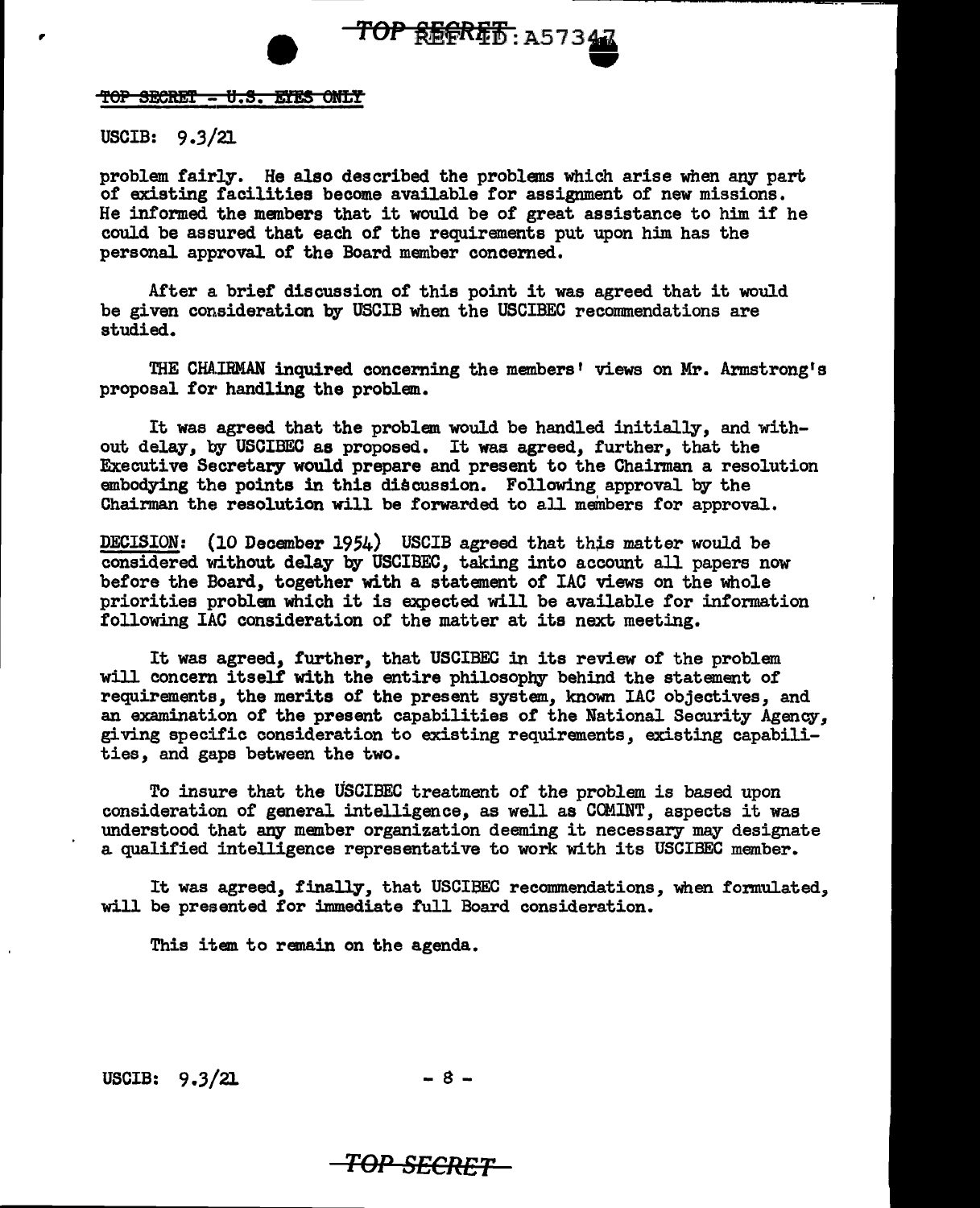problem fairly. He also described the problems which arise when any part of existing facilities become available for assignment of new missions. He informed the members that it would be of great assistance to him if he could be assured that each of the requirements put upon him has the personal approval of the Board member concerned.

After a brief discussion of this point it was agreed that it would be given consideration by USCIB when the USCIBEC recommendations are studied.

THE CHAIRMAN inquired concerning the members' views on Mr. Armstrong's proposal for handling the problem.

It was agreed that the problem would be handled initially, and without delay, by USCIBEC as proposed. It was agreed, further, that the Executive Secretary would prepare and present to the Chairman a resolution embodying the points in this discussion. Following approval by the Chairman the resolution will be forwarded to all members for approval.

DECISION: (10 December 1954) USCIB agreed that this matter would be considered without delay by USCIBEC, taking into account all papers now before the Board, together with a statement of IAC views on the whole priorities problem which it is expected will be available for information following IAC consideration of the matter at its next meeting.

It was agreed, further, that USCIBEC in its review of the problem will concern itself with the entire philosophy behind the statement of requirements, the merits of the present system, known IAC objectives, and an examination of the present capabilities of the National Security Agency, giving specific consideration to existing requirements, existing capabilities, and gaps between the two.

To insure that the USCIBEC treatment of the problem is based upon consideration of general intelligence, as well as COMINT, aspects it was understood that any member organization deeming it necessary may designate a qualified intelligence representative to work with its USCIBEC member.

It was agreed, finally, that USCIBEC recommendations, when formulated, will be presented for immediate full Board consideration.

This item to remain on the agenda.